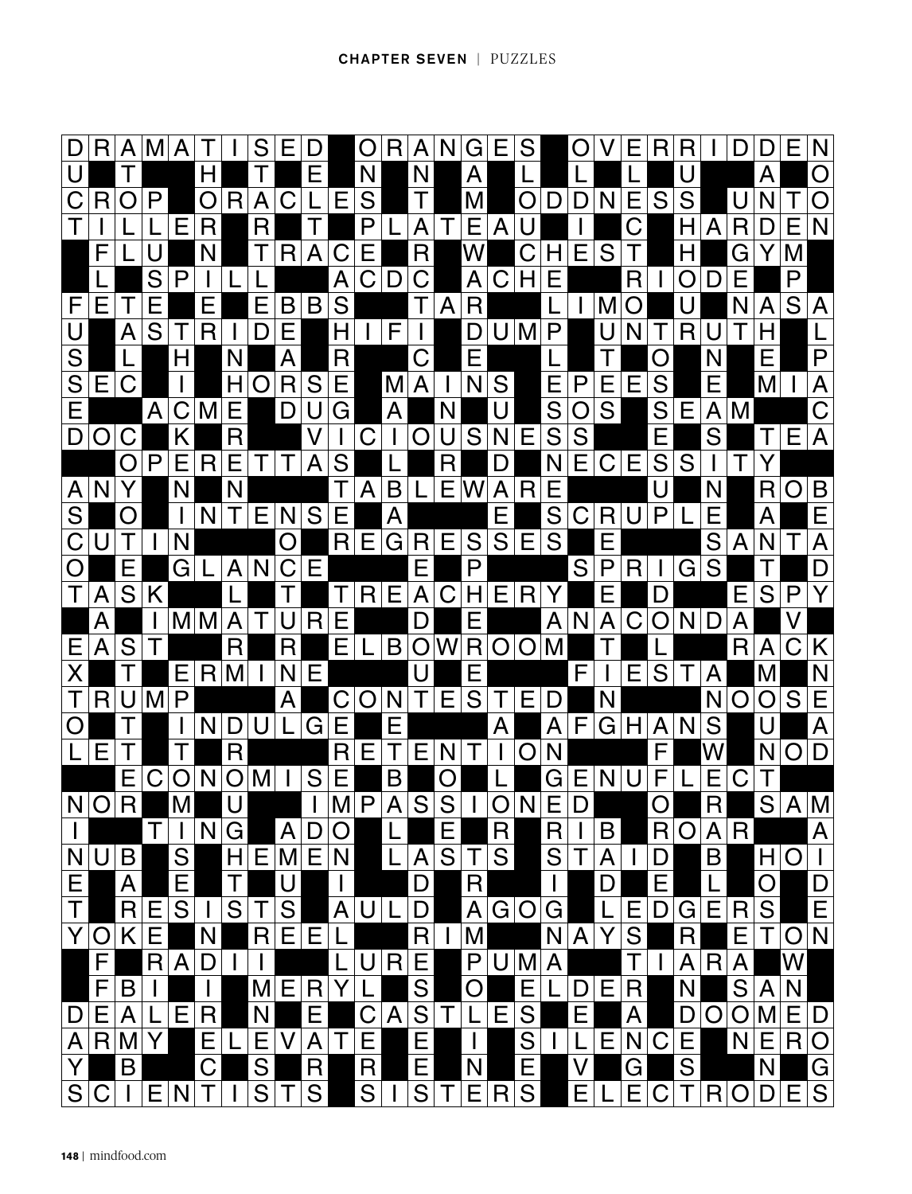| D | R | A | M | A | T | I | S | E | D | | O | R | A | N | G | E | S | | O | V | E | R | R | I | D | D | E | N |
|---|---|---|---|---|---|---|---|---|---|---|---|---|---|---|---|---|---|---|---|---|---|---|---|---|---|---|---|---|
| U | | T | | | H | | T | | E | | N | | N | | A | | L | | L | | L | | U | | | A | | O |
| C | R | O | P | | O | R | A | C | L | E | S | | T | | M | | O | D | D | N | E | S | S | | U | N | T | O |
| T | I | L | L | E | R | | R | | T | | P | L | A | T | E | A | U | | I | | C | | H | A | R | D | E | N |
| | F | L | U | | N | | T | R | A | C | E | | R | | W | | C | H | E | S | T | | H | | G | Y | M | |
| | L | | S | P | I | L | L | | | A | C | D | C | | A | C | H | E | | | R | I | O | D | E | | P | |
| F | E | T | E | | E | | E | B | B | S | | | T | A | R | | | L | I | M | O | | U | | N | A | S | A |
| U | | A | S | T | R | I | D | E | | H | I | F | I | | D | U | M | P | | U | N | T | R | U | T | H | | L |
| S | | L | | H | | N | | A | | R | | | C | | E | | | L | | T | | O | | N | | E | | P |
| S | E | C | | I | | H | O | R | S | E | | M | A | I | N | S | | E | P | E | E | S | | E | | M | I | A |
| E | | | A | C | M | E | | D | U | G | | A | | N | | U | | S | O | S | | S | E | A | M | | | C |
| D | O | C | | K | | R | | | V | I | C | I | O | U | S | N | E | S | S | | | E | | S | | T | E | A |
| | | O | P | E | R | E | T | T | A | S | | L | | R | | D | | N | E | C | E | S | S | I | T | Y | | |
| A | N | Y | | N | | N | | | | T | A | B | L | E | W | A | R | E | | | | U | | N | | R | O | B |
| S | | O | | I | N | T | E | N | S | E | | A | | | | E | | S | C | R | U | P | L | E | | A | | E |
| C | U | T | I | N | | | | O | | R | E | G | R | E | S | S | E | S | | E | | | | S | A | N | T | A |
| O | | E | | G | L | A | N | C | E | | | | E | | P | | | | S | P | R | I | G | S | | T | | D |
| T | A | S | K | | | L | | T | | T | R | E | A | C | H | E | R | Y | | E | | D | | | E | S | P | Y |
| | A | | I | M | M | A | T | U | R | E | | | D | | E | | | A | N | A | C | O | N | D | A | | V | |
| E | A | S | T | | | R | | R | | E | L | B | O | W | R | O | O | M | | T | | L | | | R | A | C | K |
| X | | T | | E | R | M | I | N | E | | | | U | | E | | | | F | I | E | S | T | A | | M | | N |
| T | R | U | M | P | | | | A | | C | O | N | T | E | S | T | E | D | | N | | | | N | O | O | S | E |
| O | | T | | I | N | D | U | L | G | E | | E | | | | A | | A | F | G | H | A | N | S | | U | | A |
| L | E | T | | T | | R | | | | R | E | T | E | N | T | I | O | N | | | | F | | W | | N | O | D |
| | | E | C | O | N | O | M | I | S | E | | B | | O | | L | | G | E | N | U | F | L | E | C | T | | |
| N | O | R | | M | | U | | | I | M | P | A | S | S | I | O | N | E | D | | | O | | R | | S | A | M |
| I | | | T | I | N | G | | A | D | O | | L | | E | | R | | R | I | B | | R | O | A | R | | | A |
| N | U | B | | S | | H | E | M | E | N | | L | A | S | T | S | | S | T | A | I | D | | B | | H | O | I |
| E | | A | | E | | T | | U | | I | | | D | | R | | | I | | D | | E | | L | | O | | D |
| T | | R | E | S | I | S | T | S | | A | U | L | D | | A | G | O | G | | L | E | D | G | E | R | S | | E |
| Y | O | K | E | | N | | R | E | E | L | | | R | I | M | | | N | A | Y | S | | R | | E | T | O | N |
| | F | | R | A | D | I | I | | | L | U | R | E | | P | U | M | A | | | T | I | A | R | A | | W | |
| | F | B | I | | I | | M | E | R | Y | L | | S | | O | | E | L | D | E | R | | N | | S | A | N | |
| D | E | A | L | E | R | | N | | E | | C | A | S | T | L | E | S | | E | | A | | D | O | O | M | E | D |
| A | R | M | Y | | E | L | E | V | A | T | E | | E | | I | | S | I | L | E | N | C | E | | N | E | R | O |
| Y | | B | | | C | | S | | R | | R | | E | | N | | E | | V | | G | | S | | | N | | G |
| S | C | I | E | N | T | I | S | T | S | | S | I | S | T | E | R | S | | E | L | E | C | T | R | O | D | E | S |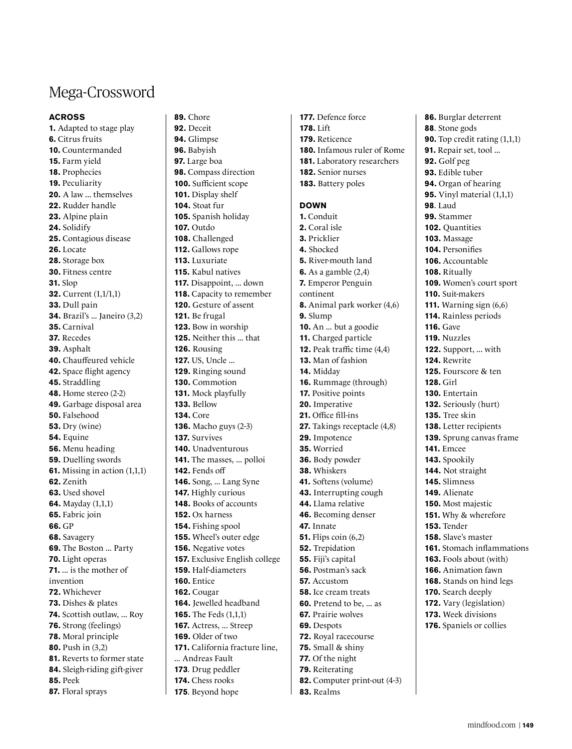# Mega-Crossword

**ACROSS**

**1.** Adapted to stage play
**6.** Citrus fruits
**10.** Countermanded
**15.** Farm yield
**18.** Prophecies
**19.** Peculiarity
**20.** A law ... themselves
**22.** Rudder handle
**23.** Alpine plain
**24.** Solidify
**25.** Contagious disease
**26.** Locate
**28.** Storage box
**30.** Fitness centre
**31.** Slop
**32.** Current (1,1/1,1)
**33.** Dull pain
**34.** Brazil's ... Janeiro (3,2)
**35.** Carnival
**37.** Recedes
**39.** Asphalt
**40.** Chauffeured vehicle
**42.** Space flight agency
**45.** Straddling
**48.** Home stereo (2-2)
**49.** Garbage disposal area
**50.** Falsehood
**53.** Dry (wine)
**54.** Equine
**56.** Menu heading
**59.** Duelling swords
**61.** Missing in action (1,1,1)
**62.** Zenith
**63.** Used shovel
**64.** Mayday (1,1,1)
**65.** Fabric join
**66.** GP
**68.** Savagery
**69.** The Boston ... Party
**70.** Light operas
**71.** ... is the mother of invention
**72.** Whichever
**73.** Dishes & plates
**74.** Scottish outlaw, ... Roy
**76.** Strong (feelings)
**78.** Moral principle
**80.** Push in (3,2)
**81.** Reverts to former state
**84.** Sleigh-riding gift-giver
**85.** Peek
**87.** Floral sprays
**89.** Chore
**92.** Deceit
**94.** Glimpse
**96.** Babyish
**97.** Large boa
**98.** Compass direction
**100.** Sufficient scope
**101.** Display shelf
**104.** Stoat fur
**105.** Spanish holiday
**107.** Outdo
**108.** Challenged
**112.** Gallows rope
**113.** Luxuriate
**115.** Kabul natives
**117.** Disappoint, ... down
**118.** Capacity to remember
**120.** Gesture of assent
**121.** Be frugal
**123.** Bow in worship
**125.** Neither this ... that
**126.** Rousing
**127.** US, Uncle ...
**129.** Ringing sound
**130.** Commotion
**131.** Mock playfully
**133.** Bellow
**134.** Core
**136.** Macho guys (2-3)
**137.** Survives
**140.** Unadventurous
**141.** The masses, ... polloi
**142.** Fends off
**146.** Song, ... Lang Syne
**147.** Highly curious
**148.** Books of accounts
**152.** Ox harness
**154.** Fishing spool
**155.** Wheel's outer edge
**156.** Negative votes
**157.** Exclusive English college
**159.** Half-diameters
**160.** Entice
**162.** Cougar
**164.** Jewelled headband
**165.** The Feds (1,1,1)
**167.** Actress, ... Streep
**169.** Older of two
**171.** California fracture line, ... Andreas Fault
**173.** Drug peddler
**174.** Chess rooks
**175.** Beyond hope
**177.** Defence force
**178.** Lift
**179.** Reticence
**180.** Infamous ruler of Rome
**181.** Laboratory researchers
**182.** Senior nurses
**183.** Battery poles

**DOWN**

**1.** Conduit
**2.** Coral isle
**3.** Pricklier
**4.** Shocked
**5.** River-mouth land
**6.** As a gamble (2,4)
**7.** Emperor Penguin continent
**8.** Animal park worker (4,6)
**9.** Slump
**10.** An ... but a goodie
**11.** Charged particle
**12.** Peak traffic time (4,4)
**13.** Man of fashion
**14.** Midday
**16.** Rummage (through)
**17.** Positive points
**20.** Imperative
**21.** Office fill-ins
**27.** Takings receptacle (4,8)
**29.** Impotence
**35.** Worried
**36.** Body powder
**38.** Whiskers
**41.** Softens (volume)
**43.** Interrupting cough
**44.** Llama relative
**46.** Becoming denser
**47.** Innate
**51.** Flips coin (6,2)
**52.** Trepidation
**55.** Fiji's capital
**56.** Postman's sack
**57.** Accustom
**58.** Ice cream treats
**60.** Pretend to be, ... as
**67.** Prairie wolves
**69.** Despots
**72.** Royal racecourse
**75.** Small & shiny
**77.** Of the night
**79.** Reiterating
**82.** Computer print-out (4-3)
**83.** Realms
**86.** Burglar deterrent
**88.** Stone gods
**90.** Top credit rating (1,1,1)
**91.** Repair set, tool ...
**92.** Golf peg
**93.** Edible tuber
**94.** Organ of hearing
**95.** Vinyl material (1,1,1)
**98.** Laud
**99.** Stammer
**102.** Quantities
**103.** Massage
**104.** Personifies
**106.** Accountable
**108.** Ritually
**109.** Women's court sport
**110.** Suit-makers
**111.** Warning sign (6,6)
**114.** Rainless periods
**116.** Gave
**119.** Nuzzles
**122.** Support, ... with
**124.** Rewrite
**125.** Fourscore & ten
**128.** Girl
**130.** Entertain
**132.** Seriously (hurt)
**135.** Tree skin
**138.** Letter recipients
**139.** Sprung canvas frame
**141.** Emcee
**143.** Spookily
**144.** Not straight
**145.** Slimness
**149.** Alienate
**150.** Most majestic
**151.** Why & wherefore
**153.** Tender
**158.** Slave's master
**161.** Stomach inflammations
**163.** Fools about (with)
**166.** Animation fawn
**168.** Stands on hind legs
**170.** Search deeply
**172.** Vary (legislation)
**173.** Week divisions
**176.** Spaniels or collies

mindfood.com